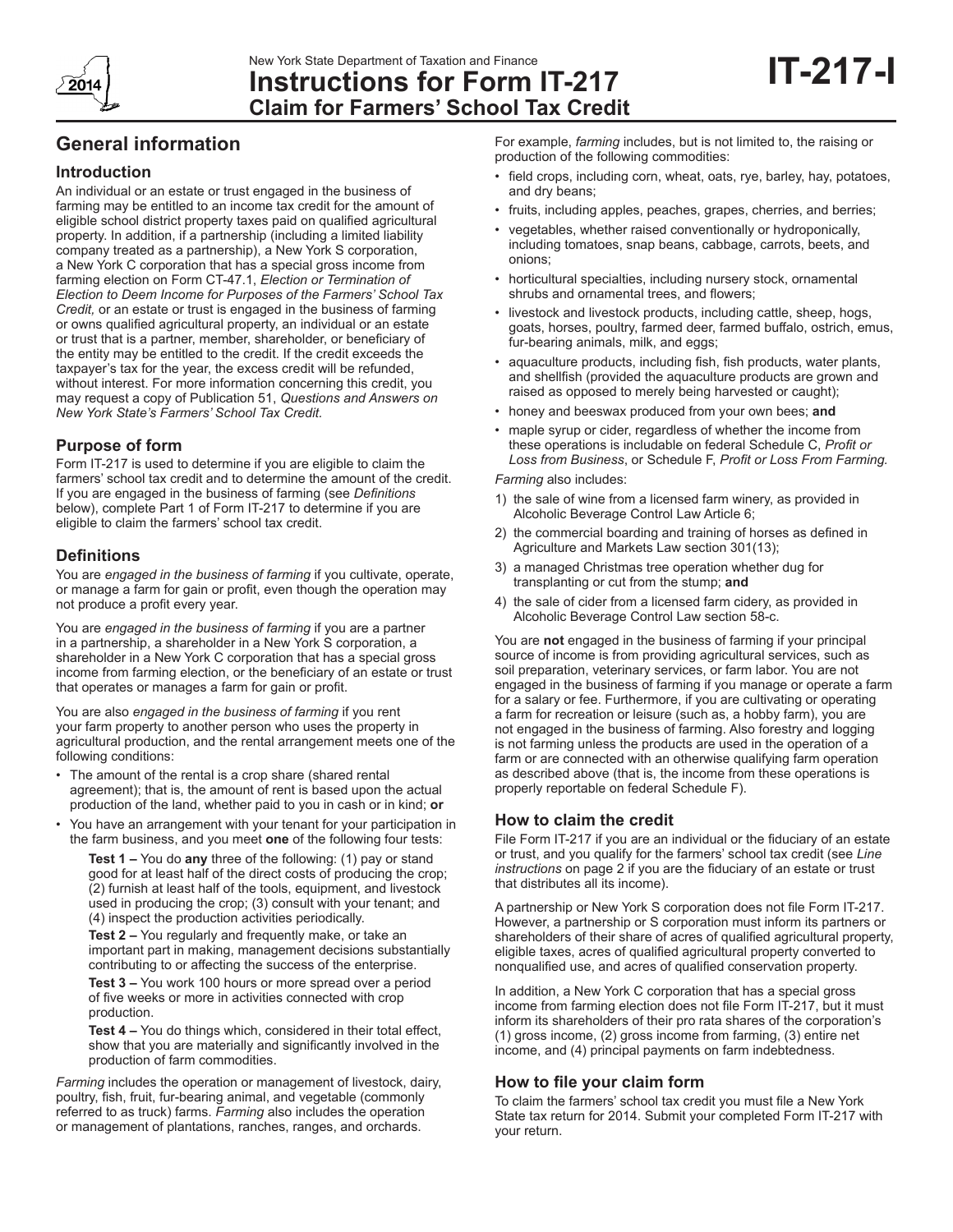New York State Department of Taxation and Finance

# Instructions for Form IT-217 Claim for Farmers' School Tax Credit

**IT-217-I**

2014

## General information

### Introduction

An individual or an estate or trust engaged in the business of farming may be entitled to an income tax credit for the amount of eligible school district property taxes paid on qualified agricultural property. In addition, if a partnership (including a limited liability company treated as a partnership), a New York S corporation, a New York C corporation that has a special gross income from farming election on Form CT-47.1, *Election or Termination of Election to Deem Income for Purposes of the Farmers' School Tax Credit,* or an estate or trust is engaged in the business of farming or owns qualified agricultural property, an individual or an estate or trust that is a partner, member, shareholder, or beneficiary of the entity may be entitled to the credit. If the credit exceeds the taxpayer's tax for the year, the excess credit will be refunded, without interest. For more information concerning this credit, you may request a copy of Publication 51, *Questions and Answers on New York State's Farmers' School Tax Credit.*

### Purpose of form

Form IT-217 is used to determine if you are eligible to claim the farmers' school tax credit and to determine the amount of the credit. If you are engaged in the business of farming (see *Definitions* below), complete Part 1 of Form IT-217 to determine if you are eligible to claim the farmers' school tax credit.

### Definitions

You are *engaged in the business of farming* if you cultivate, operate, or manage a farm for gain or profit, even though the operation may not produce a profit every year.

You are *engaged in the business of farming* if you are a partner in a partnership, a shareholder in a New York S corporation, a shareholder in a New York C corporation that has a special gross income from farming election, or the beneficiary of an estate or trust that operates or manages a farm for gain or profit.

You are also *engaged in the business of farming* if you rent your farm property to another person who uses the property in agricultural production, and the rental arrangement meets one of the following conditions:

- The amount of the rental is a crop share (shared rental agreement); that is, the amount of rent is based upon the actual production of the land, whether paid to you in cash or in kind; **or**
- You have an arrangement with your tenant for your participation in the farm business, and you meet **one** of the following four tests:

  **Test 1 –** You do **any** three of the following: (1) pay or stand good for at least half of the direct costs of producing the crop; (2) furnish at least half of the tools, equipment, and livestock used in producing the crop; (3) consult with your tenant; and (4) inspect the production activities periodically.

  **Test 2 –** You regularly and frequently make, or take an important part in making, management decisions substantially contributing to or affecting the success of the enterprise.

  **Test 3 –** You work 100 hours or more spread over a period of five weeks or more in activities connected with crop production.

  **Test 4 –** You do things which, considered in their total effect, show that you are materially and significantly involved in the production of farm commodities.

*Farming* includes the operation or management of livestock, dairy, poultry, fish, fruit, fur-bearing animal, and vegetable (commonly referred to as truck) farms. *Farming* also includes the operation or management of plantations, ranches, ranges, and orchards.

For example, *farming* includes, but is not limited to, the raising or production of the following commodities:

- field crops, including corn, wheat, oats, rye, barley, hay, potatoes, and dry beans;
- fruits, including apples, peaches, grapes, cherries, and berries;
- vegetables, whether raised conventionally or hydroponically, including tomatoes, snap beans, cabbage, carrots, beets, and onions;
- horticultural specialties, including nursery stock, ornamental shrubs and ornamental trees, and flowers;
- livestock and livestock products, including cattle, sheep, hogs, goats, horses, poultry, farmed deer, farmed buffalo, ostrich, emus, fur-bearing animals, milk, and eggs;
- aquaculture products, including fish, fish products, water plants, and shellfish (provided the aquaculture products are grown and raised as opposed to merely being harvested or caught);
- honey and beeswax produced from your own bees; **and**
- maple syrup or cider, regardless of whether the income from these operations is includable on federal Schedule C, *Profit or Loss from Business*, or Schedule F, *Profit or Loss From Farming.*

*Farming* also includes:

1) the sale of wine from a licensed farm winery, as provided in Alcoholic Beverage Control Law Article 6;
2) the commercial boarding and training of horses as defined in Agriculture and Markets Law section 301(13);
3) a managed Christmas tree operation whether dug for transplanting or cut from the stump; **and**
4) the sale of cider from a licensed farm cidery, as provided in Alcoholic Beverage Control Law section 58-c.

You are **not** engaged in the business of farming if your principal source of income is from providing agricultural services, such as soil preparation, veterinary services, or farm labor. You are not engaged in the business of farming if you manage or operate a farm for a salary or fee. Furthermore, if you are cultivating or operating a farm for recreation or leisure (such as, a hobby farm), you are not engaged in the business of farming. Also forestry and logging is not farming unless the products are used in the operation of a farm or are connected with an otherwise qualifying farm operation as described above (that is, the income from these operations is properly reportable on federal Schedule F).

### How to claim the credit

File Form IT-217 if you are an individual or the fiduciary of an estate or trust, and you qualify for the farmers' school tax credit (see *Line instructions* on page 2 if you are the fiduciary of an estate or trust that distributes all its income).

A partnership or New York S corporation does not file Form IT-217. However, a partnership or S corporation must inform its partners or shareholders of their share of acres of qualified agricultural property, eligible taxes, acres of qualified agricultural property converted to nonqualified use, and acres of qualified conservation property.

In addition, a New York C corporation that has a special gross income from farming election does not file Form IT-217, but it must inform its shareholders of their pro rata shares of the corporation's (1) gross income, (2) gross income from farming, (3) entire net income, and (4) principal payments on farm indebtedness.

### How to file your claim form

To claim the farmers' school tax credit you must file a New York State tax return for 2014. Submit your completed Form IT-217 with your return.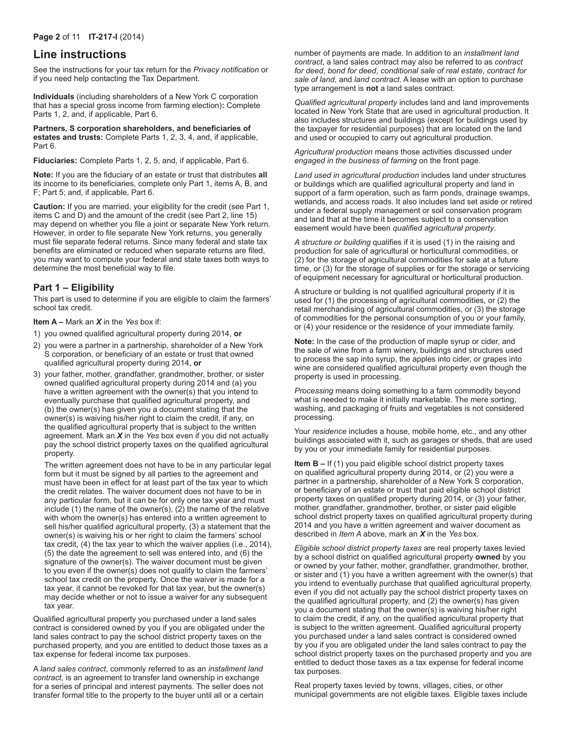## Line instructions

See the instructions for your tax return for the *Privacy notification* or if you need help contacting the Tax Department.

**Individuals** (including shareholders of a New York C corporation that has a special gross income from farming election)**:** Complete Parts 1, 2, and, if applicable, Part 6.

**Partners, S corporation shareholders, and beneficiaries of estates and trusts:** Complete Parts 1, 2, 3, 4, and, if applicable, Part 6.

**Fiduciaries:** Complete Parts 1, 2, 5, and, if applicable, Part 6.

**Note:** If you are the fiduciary of an estate or trust that distributes **all** its income to its beneficiaries, complete only Part 1, items A, B, and F; Part 5; and, if applicable, Part 6.

**Caution:** If you are married, your eligibility for the credit (see Part 1, items C and D) and the amount of the credit (see Part 2, line 15) may depend on whether you file a joint or separate New York return. However, in order to file separate New York returns, you generally must file separate federal returns. Since many federal and state tax benefits are eliminated or reduced when separate returns are filed, you may want to compute your federal and state taxes both ways to determine the most beneficial way to file.

### Part 1 – Eligibility

This part is used to determine if you are eligible to claim the farmers' school tax credit.

**Item A –** Mark an ***X*** in the *Yes* box if:

1) you owned qualified agricultural property during 2014, **or**
2) you were a partner in a partnership, shareholder of a New York S corporation, or beneficiary of an estate or trust that owned qualified agricultural property during 2014, **or**
3) your father, mother, grandfather, grandmother, brother, or sister owned qualified agricultural property during 2014 and (a) you have a written agreement with the owner(s) that you intend to eventually purchase that qualified agricultural property, and (b) the owner(s) has given you a document stating that the owner(s) is waiving his/her right to claim the credit, if any, on the qualified agricultural property that is subject to the written agreement. Mark an ***X*** in the *Yes* box even if you did not actually pay the school district property taxes on the qualified agricultural property.

   The written agreement does not have to be in any particular legal form but it must be signed by all parties to the agreement and must have been in effect for at least part of the tax year to which the credit relates. The waiver document does not have to be in any particular form, but it can be for only one tax year and must include (1) the name of the owner(s), (2) the name of the relative with whom the owner(s) has entered into a written agreement to sell his/her qualified agricultural property, (3) a statement that the owner(s) is waiving his or her right to claim the farmers' school tax credit, (4) the tax year to which the waiver applies (i.e., 2014), (5) the date the agreement to sell was entered into, and (6) the signature of the owner(s). The waiver document must be given to you even if the owner(s) does not qualify to claim the farmers' school tax credit on the property. Once the waiver is made for a tax year, it cannot be revoked for that tax year, but the owner(s) may decide whether or not to issue a waiver for any subsequent tax year.

Qualified agricultural property you purchased under a land sales contract is considered owned by you if you are obligated under the land sales contract to pay the school district property taxes on the purchased property, and you are entitled to deduct those taxes as a tax expense for federal income tax purposes.

A *land sales contract*, commonly referred to as an *installment land contract*, is an agreement to transfer land ownership in exchange for a series of principal and interest payments. The seller does not transfer formal title to the property to the buyer until all or a certain number of payments are made. In addition to an *installment land contract*, a land sales contract may also be referred to as *contract for deed*, *bond for deed*, *conditional sale of real estate*, *contract for sale of land*, and *land contract*. A lease with an option to purchase type arrangement is **not** a land sales contract.

*Qualified agricultural property* includes land and land improvements located in New York State that are used in agricultural production. It also includes structures and buildings (except for buildings used by the taxpayer for residential purposes) that are located on the land and used or occupied to carry out agricultural production.

*Agricultural production* means those activities discussed under *engaged in the business of farming* on the front page.

*Land used in agricultural production* includes land under structures or buildings which are qualified agricultural property and land in support of a farm operation, such as farm ponds, drainage swamps, wetlands, and access roads. It also includes land set aside or retired under a federal supply management or soil conservation program and land that at the time it becomes subject to a conservation easement would have been *qualified agricultural property*.

*A structure or building* qualifies if it is used (1) in the raising and production for sale of agricultural or horticultural commodities, or (2) for the storage of agricultural commodities for sale at a future time, or (3) for the storage of supplies or for the storage or servicing of equipment necessary for agricultural or horticultural production.

A structure or building is not qualified agricultural property if it is used for (1) the processing of agricultural commodities, or (2) the retail merchandising of agricultural commodities, or (3) the storage of commodities for the personal consumption of you or your family, or (4) your residence or the residence of your immediate family.

**Note:** In the case of the production of maple syrup or cider, and the sale of wine from a farm winery, buildings and structures used to process the sap into syrup, the apples into cider, or grapes into wine are considered qualified agricultural property even though the property is used in processing.

*Processing* means doing something to a farm commodity beyond what is needed to make it initially marketable. The mere sorting, washing, and packaging of fruits and vegetables is not considered processing.

Your *residence* includes a house, mobile home, etc., and any other buildings associated with it, such as garages or sheds, that are used by you or your immediate family for residential purposes.

**Item B –** If (1) you paid eligible school district property taxes on qualified agricultural property during 2014, or (2) you were a partner in a partnership, shareholder of a New York S corporation, or beneficiary of an estate or trust that paid eligible school district property taxes on qualified property during 2014, or (3) your father, mother, grandfather, grandmother, brother, or sister paid eligible school district property taxes on qualified agricultural property during 2014 and you have a written agreement and waiver document as described in *Item A* above*,* mark an ***X*** in the *Yes* box.

*Eligible school district property taxes* are real property taxes levied by a school district on qualified agricultural property **owned** by you or owned by your father, mother, grandfather, grandmother, brother, or sister and (1) you have a written agreement with the owner(s) that you intend to eventually purchase that qualified agricultural property, even if you did not actually pay the school district property taxes on the qualified agricultural property, and (2) the owner(s) has given you a document stating that the owner(s) is waiving his/her right to claim the credit, if any, on the qualified agricultural property that is subject to the written agreement. Qualified agricultural property you purchased under a land sales contract is considered owned by you if you are obligated under the land sales contract to pay the school district property taxes on the purchased property and you are entitled to deduct those taxes as a tax expense for federal income tax purposes.

Real property taxes levied by towns, villages, cities, or other municipal governments are not eligible taxes. Eligible taxes include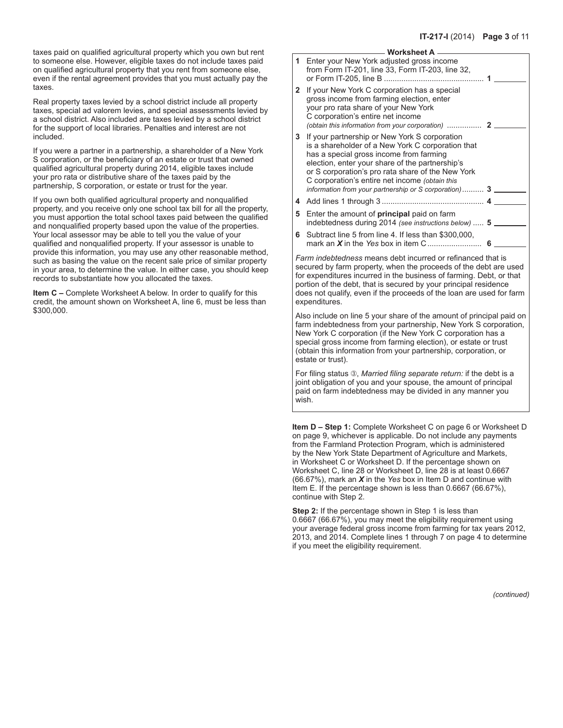taxes paid on qualified agricultural property which you own but rent to someone else. However, eligible taxes do not include taxes paid on qualified agricultural property that you rent from someone else, even if the rental agreement provides that you must actually pay the taxes.

Real property taxes levied by a school district include all property taxes, special ad valorem levies, and special assessments levied by a school district. Also included are taxes levied by a school district for the support of local libraries. Penalties and interest are not included.

If you were a partner in a partnership, a shareholder of a New York S corporation, or the beneficiary of an estate or trust that owned qualified agricultural property during 2014, eligible taxes include your pro rata or distributive share of the taxes paid by the partnership, S corporation, or estate or trust for the year.

If you own both qualified agricultural property and nonqualified property, and you receive only one school tax bill for all the property, you must apportion the total school taxes paid between the qualified and nonqualified property based upon the value of the properties. Your local assessor may be able to tell you the value of your qualified and nonqualified property. If your assessor is unable to provide this information, you may use any other reasonable method, such as basing the value on the recent sale price of similar property in your area, to determine the value. In either case, you should keep records to substantiate how you allocated the taxes.

**Item C –** Complete Worksheet A below. In order to qualify for this credit, the amount shown on Worksheet A, line 6, must be less than $300,000.

### Worksheet A

| | | | |
|---|---|---|---|
| **1** | Enter your New York adjusted gross income from Form IT-201, line 33, Form IT-203, line 32, or Form IT-205, line B | **1** | |
| **2** | If your New York C corporation has a special gross income from farming election, enter your pro rata share of your New York C corporation's entire net income *(obtain this information from your corporation)* | **2** | |
| **3** | If your partnership or New York S corporation is a shareholder of a New York C corporation that has a special gross income from farming election, enter your share of the partnership's or S corporation's pro rata share of the New York C corporation's entire net income *(obtain this information from your partnership or S corporation)* | **3** | |
| **4** | Add lines 1 through 3 | **4** | |
| **5** | Enter the amount of **principal** paid on farm indebtedness during 2014 *(see instructions below)* | **5** | |
| **6** | Subtract line 5 from line 4. If less than $300,000, mark an ***X*** in the *Yes* box in item C | **6** | |

*Farm indebtedness* means debt incurred or refinanced that is secured by farm property, when the proceeds of the debt are used for expenditures incurred in the business of farming. Debt, or that portion of the debt, that is secured by your principal residence does not qualify, even if the proceeds of the loan are used for farm expenditures.

Also include on line 5 your share of the amount of principal paid on farm indebtedness from your partnership, New York S corporation, New York C corporation (if the New York C corporation has a special gross income from farming election), or estate or trust (obtain this information from your partnership, corporation, or estate or trust).

For filing status ③, *Married filing separate return:* if the debt is a joint obligation of you and your spouse, the amount of principal paid on farm indebtedness may be divided in any manner you wish.

**Item D – Step 1:** Complete Worksheet C on page 6 or Worksheet D on page 9, whichever is applicable. Do not include any payments from the Farmland Protection Program, which is administered by the New York State Department of Agriculture and Markets, in Worksheet C or Worksheet D. If the percentage shown on Worksheet C, line 28 or Worksheet D, line 28 is at least 0.6667 (66.67%), mark an ***X*** in the *Yes* box in Item D and continue with Item E. If the percentage shown is less than 0.6667 (66.67%), continue with Step 2.

**Step 2:** If the percentage shown in Step 1 is less than 0.6667 (66.67%), you may meet the eligibility requirement using your average federal gross income from farming for tax years 2012, 2013, and 2014. Complete lines 1 through 7 on page 4 to determine if you meet the eligibility requirement.

*(continued)*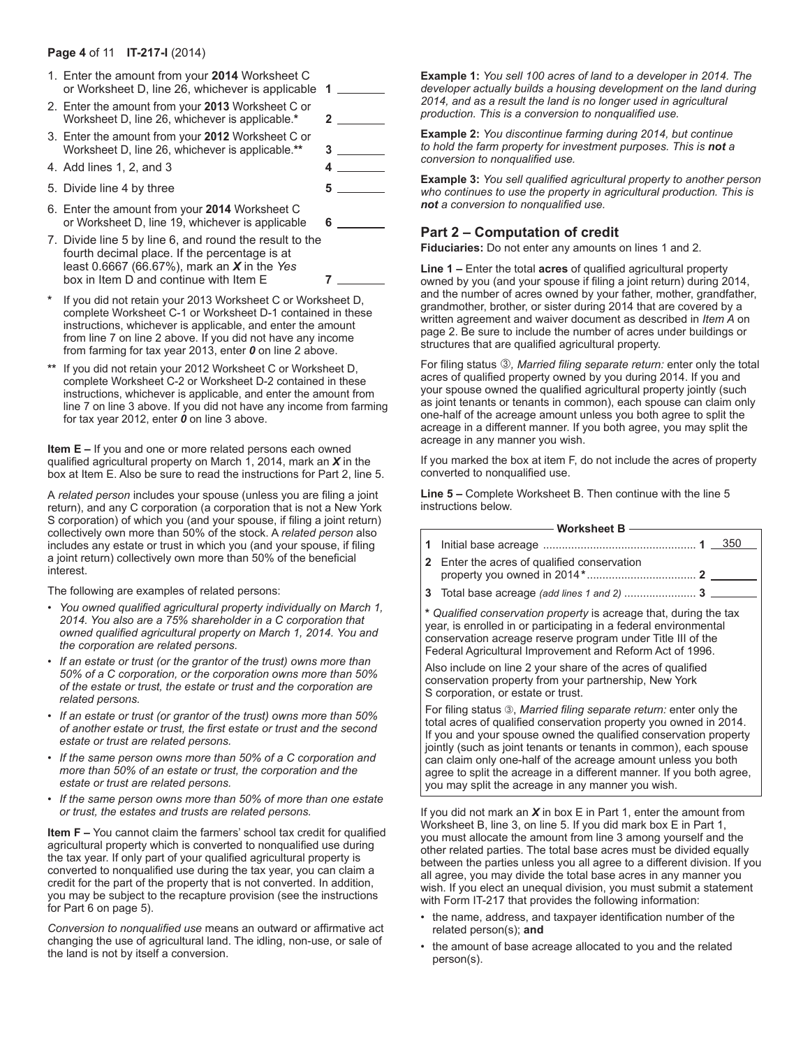1. Enter the amount from your **2014** Worksheet C or Worksheet D, line 26, whichever is applicable **1** ________
2. Enter the amount from your **2013** Worksheet C or Worksheet D, line 26, whichever is applicable.* **2** ________
3. Enter the amount from your **2012** Worksheet C or Worksheet D, line 26, whichever is applicable.** **3** ________
4. Add lines 1, 2, and 3 **4** ________
5. Divide line 4 by three **5** ________
6. Enter the amount from your **2014** Worksheet C or Worksheet D, line 19, whichever is applicable **6** ________
7. Divide line 5 by line 6, and round the result to the fourth decimal place. If the percentage is at least 0.6667 (66.67%), mark an ***X*** in the *Yes* box in Item D and continue with Item E **7** ________

\* If you did not retain your 2013 Worksheet C or Worksheet D, complete Worksheet C-1 or Worksheet D-1 contained in these instructions, whichever is applicable, and enter the amount from line 7 on line 2 above. If you did not have any income from farming for tax year 2013, enter ***0*** on line 2 above.

\** If you did not retain your 2012 Worksheet C or Worksheet D, complete Worksheet C-2 or Worksheet D-2 contained in these instructions, whichever is applicable, and enter the amount from line 7 on line 3 above. If you did not have any income from farming for tax year 2012, enter ***0*** on line 3 above.

**Item E –** If you and one or more related persons each owned qualified agricultural property on March 1, 2014, mark an ***X*** in the box at Item E. Also be sure to read the instructions for Part 2, line 5.

A *related person* includes your spouse (unless you are filing a joint return), and any C corporation (a corporation that is not a New York S corporation) of which you (and your spouse, if filing a joint return) collectively own more than 50% of the stock. A *related person* also includes any estate or trust in which you (and your spouse, if filing a joint return) collectively own more than 50% of the beneficial interest.

The following are examples of related persons:

- *You owned qualified agricultural property individually on March 1, 2014. You also are a 75% shareholder in a C corporation that owned qualified agricultural property on March 1, 2014. You and the corporation are related persons.*
- *If an estate or trust (or the grantor of the trust) owns more than 50% of a C corporation, or the corporation owns more than 50% of the estate or trust, the estate or trust and the corporation are related persons.*
- *If an estate or trust (or grantor of the trust) owns more than 50% of another estate or trust, the first estate or trust and the second estate or trust are related persons.*
- *If the same person owns more than 50% of a C corporation and more than 50% of an estate or trust, the corporation and the estate or trust are related persons.*
- *If the same person owns more than 50% of more than one estate or trust, the estates and trusts are related persons.*

**Item F –** You cannot claim the farmers' school tax credit for qualified agricultural property which is converted to nonqualified use during the tax year. If only part of your qualified agricultural property is converted to nonqualified use during the tax year, you can claim a credit for the part of the property that is not converted. In addition, you may be subject to the recapture provision (see the instructions for Part 6 on page 5).

*Conversion to nonqualified use* means an outward or affirmative act changing the use of agricultural land. The idling, non-use, or sale of the land is not by itself a conversion.

**Example 1:** *You sell 100 acres of land to a developer in 2014. The developer actually builds a housing development on the land during 2014, and as a result the land is no longer used in agricultural production. This is a conversion to nonqualified use.*

**Example 2:** *You discontinue farming during 2014, but continue to hold the farm property for investment purposes. This is **not** a conversion to nonqualified use.*

**Example 3:** *You sell qualified agricultural property to another person who continues to use the property in agricultural production. This is **not** a conversion to nonqualified use.*

## Part 2 – Computation of credit

**Fiduciaries:** Do not enter any amounts on lines 1 and 2.

**Line 1 –** Enter the total **acres** of qualified agricultural property owned by you (and your spouse if filing a joint return) during 2014, and the number of acres owned by your father, mother, grandfather, grandmother, brother, or sister during 2014 that are covered by a written agreement and waiver document as described in *Item A* on page 2. Be sure to include the number of acres under buildings or structures that are qualified agricultural property.

For filing status ③, *Married filing separate return:* enter only the total acres of qualified property owned by you during 2014. If you and your spouse owned the qualified agricultural property jointly (such as joint tenants or tenants in common), each spouse can claim only one-half of the acreage amount unless you both agree to split the acreage in a different manner. If you both agree, you may split the acreage in any manner you wish.

If you marked the box at item F, do not include the acres of property converted to nonqualified use.

**Line 5 –** Complete Worksheet B. Then continue with the line 5 instructions below.

**Worksheet B**

**1** Initial base acreage ................................................ **1** 350

**2** Enter the acres of qualified conservation property you owned in 2014* .................................. **2** ________

**3** Total base acreage *(add lines 1 and 2)* ...................... **3** ________

\* *Qualified conservation property* is acreage that, during the tax year, is enrolled in or participating in a federal environmental conservation acreage reserve program under Title III of the Federal Agricultural Improvement and Reform Act of 1996.

Also include on line 2 your share of the acres of qualified conservation property from your partnership, New York S corporation, or estate or trust.

For filing status ③, *Married filing separate return:* enter only the total acres of qualified conservation property you owned in 2014. If you and your spouse owned the qualified conservation property jointly (such as joint tenants or tenants in common), each spouse can claim only one-half of the acreage amount unless you both agree to split the acreage in a different manner. If you both agree, you may split the acreage in any manner you wish.

If you did not mark an ***X*** in box E in Part 1, enter the amount from Worksheet B, line 3, on line 5. If you did mark box E in Part 1, you must allocate the amount from line 3 among yourself and the other related parties. The total base acres must be divided equally between the parties unless you all agree to a different division. If you all agree, you may divide the total base acres in any manner you wish. If you elect an unequal division, you must submit a statement with Form IT-217 that provides the following information:

- the name, address, and taxpayer identification number of the related person(s); **and**
- the amount of base acreage allocated to you and the related person(s).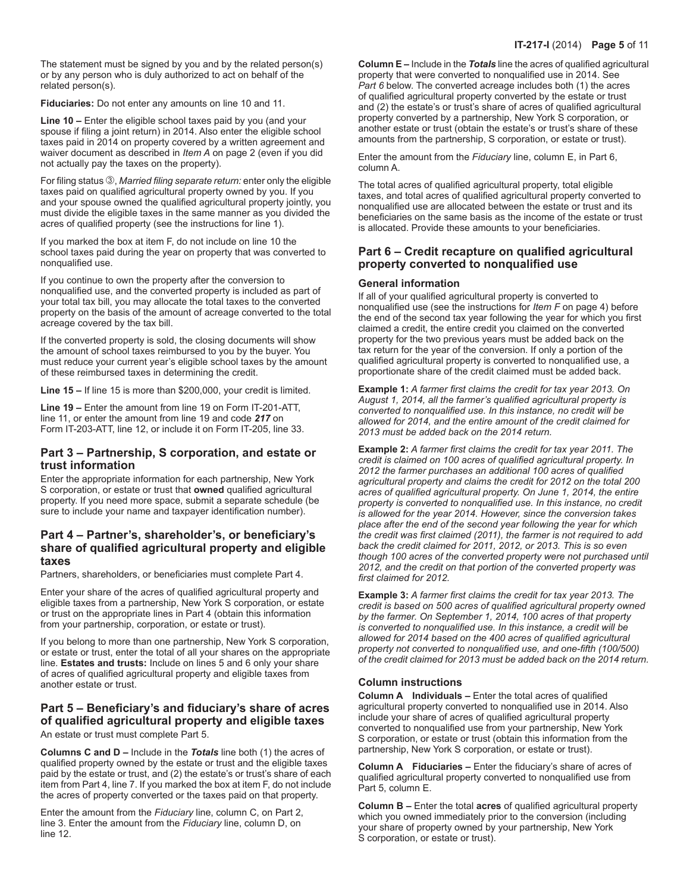The statement must be signed by you and by the related person(s) or by any person who is duly authorized to act on behalf of the related person(s).

**Fiduciaries:** Do not enter any amounts on line 10 and 11.

**Line 10 –** Enter the eligible school taxes paid by you (and your spouse if filing a joint return) in 2014. Also enter the eligible school taxes paid in 2014 on property covered by a written agreement and waiver document as described in *Item A* on page 2 (even if you did not actually pay the taxes on the property).

For filing status ③, *Married filing separate return:* enter only the eligible taxes paid on qualified agricultural property owned by you. If you and your spouse owned the qualified agricultural property jointly, you must divide the eligible taxes in the same manner as you divided the acres of qualified property (see the instructions for line 1).

If you marked the box at item F, do not include on line 10 the school taxes paid during the year on property that was converted to nonqualified use.

If you continue to own the property after the conversion to nonqualified use, and the converted property is included as part of your total tax bill, you may allocate the total taxes to the converted property on the basis of the amount of acreage converted to the total acreage covered by the tax bill.

If the converted property is sold, the closing documents will show the amount of school taxes reimbursed to you by the buyer. You must reduce your current year's eligible school taxes by the amount of these reimbursed taxes in determining the credit.

**Line 15 –** If line 15 is more than $200,000, your credit is limited.

**Line 19 –** Enter the amount from line 19 on Form IT-201-ATT, line 11, or enter the amount from line 19 and code ***217*** on Form IT-203-ATT, line 12, or include it on Form IT-205, line 33.

## Part 3 – Partnership, S corporation, and estate or trust information

Enter the appropriate information for each partnership, New York S corporation, or estate or trust that **owned** qualified agricultural property. If you need more space, submit a separate schedule (be sure to include your name and taxpayer identification number).

## Part 4 – Partner's, shareholder's, or beneficiary's share of qualified agricultural property and eligible taxes

Partners, shareholders, or beneficiaries must complete Part 4.

Enter your share of the acres of qualified agricultural property and eligible taxes from a partnership, New York S corporation, or estate or trust on the appropriate lines in Part 4 (obtain this information from your partnership, corporation, or estate or trust).

If you belong to more than one partnership, New York S corporation, or estate or trust, enter the total of all your shares on the appropriate line. **Estates and trusts:** Include on lines 5 and 6 only your share of acres of qualified agricultural property and eligible taxes from another estate or trust.

## Part 5 – Beneficiary's and fiduciary's share of acres of qualified agricultural property and eligible taxes

An estate or trust must complete Part 5.

**Columns C and D –** Include in the ***Totals*** line both (1) the acres of qualified property owned by the estate or trust and the eligible taxes paid by the estate or trust, and (2) the estate's or trust's share of each item from Part 4, line 7. If you marked the box at item F, do not include the acres of property converted or the taxes paid on that property.

Enter the amount from the *Fiduciary* line, column C, on Part 2, line 3. Enter the amount from the *Fiduciary* line, column D, on line 12.

**Column E –** Include in the ***Totals*** line the acres of qualified agricultural property that were converted to nonqualified use in 2014. See *Part 6* below. The converted acreage includes both (1) the acres of qualified agricultural property converted by the estate or trust and (2) the estate's or trust's share of acres of qualified agricultural property converted by a partnership, New York S corporation, or another estate or trust (obtain the estate's or trust's share of these amounts from the partnership, S corporation, or estate or trust).

Enter the amount from the *Fiduciary* line, column E, in Part 6, column A.

The total acres of qualified agricultural property, total eligible taxes, and total acres of qualified agricultural property converted to nonqualified use are allocated between the estate or trust and its beneficiaries on the same basis as the income of the estate or trust is allocated. Provide these amounts to your beneficiaries.

## Part 6 – Credit recapture on qualified agricultural property converted to nonqualified use

### General information

If all of your qualified agricultural property is converted to nonqualified use (see the instructions for *Item F* on page 4) before the end of the second tax year following the year for which you first claimed a credit, the entire credit you claimed on the converted property for the two previous years must be added back on the tax return for the year of the conversion. If only a portion of the qualified agricultural property is converted to nonqualified use, a proportionate share of the credit claimed must be added back.

**Example 1:** *A farmer first claims the credit for tax year 2013. On August 1, 2014, all the farmer's qualified agricultural property is converted to nonqualified use. In this instance, no credit will be allowed for 2014, and the entire amount of the credit claimed for 2013 must be added back on the 2014 return.*

**Example 2:** *A farmer first claims the credit for tax year 2011. The credit is claimed on 100 acres of qualified agricultural property. In 2012 the farmer purchases an additional 100 acres of qualified agricultural property and claims the credit for 2012 on the total 200 acres of qualified agricultural property. On June 1, 2014, the entire property is converted to nonqualified use. In this instance, no credit is allowed for the year 2014. However, since the conversion takes place after the end of the second year following the year for which the credit was first claimed (2011), the farmer is not required to add back the credit claimed for 2011, 2012, or 2013. This is so even though 100 acres of the converted property were not purchased until 2012, and the credit on that portion of the converted property was first claimed for 2012.*

**Example 3:** *A farmer first claims the credit for tax year 2013. The credit is based on 500 acres of qualified agricultural property owned by the farmer. On September 1, 2014, 100 acres of that property is converted to nonqualified use. In this instance, a credit will be allowed for 2014 based on the 400 acres of qualified agricultural property not converted to nonqualified use, and one-fifth (100/500) of the credit claimed for 2013 must be added back on the 2014 return.*

### Column instructions

**Column A Individuals –** Enter the total acres of qualified agricultural property converted to nonqualified use in 2014. Also include your share of acres of qualified agricultural property converted to nonqualified use from your partnership, New York S corporation, or estate or trust (obtain this information from the partnership, New York S corporation, or estate or trust).

**Column A Fiduciaries –** Enter the fiduciary's share of acres of qualified agricultural property converted to nonqualified use from Part 5, column E.

**Column B –** Enter the total **acres** of qualified agricultural property which you owned immediately prior to the conversion (including your share of property owned by your partnership, New York S corporation, or estate or trust).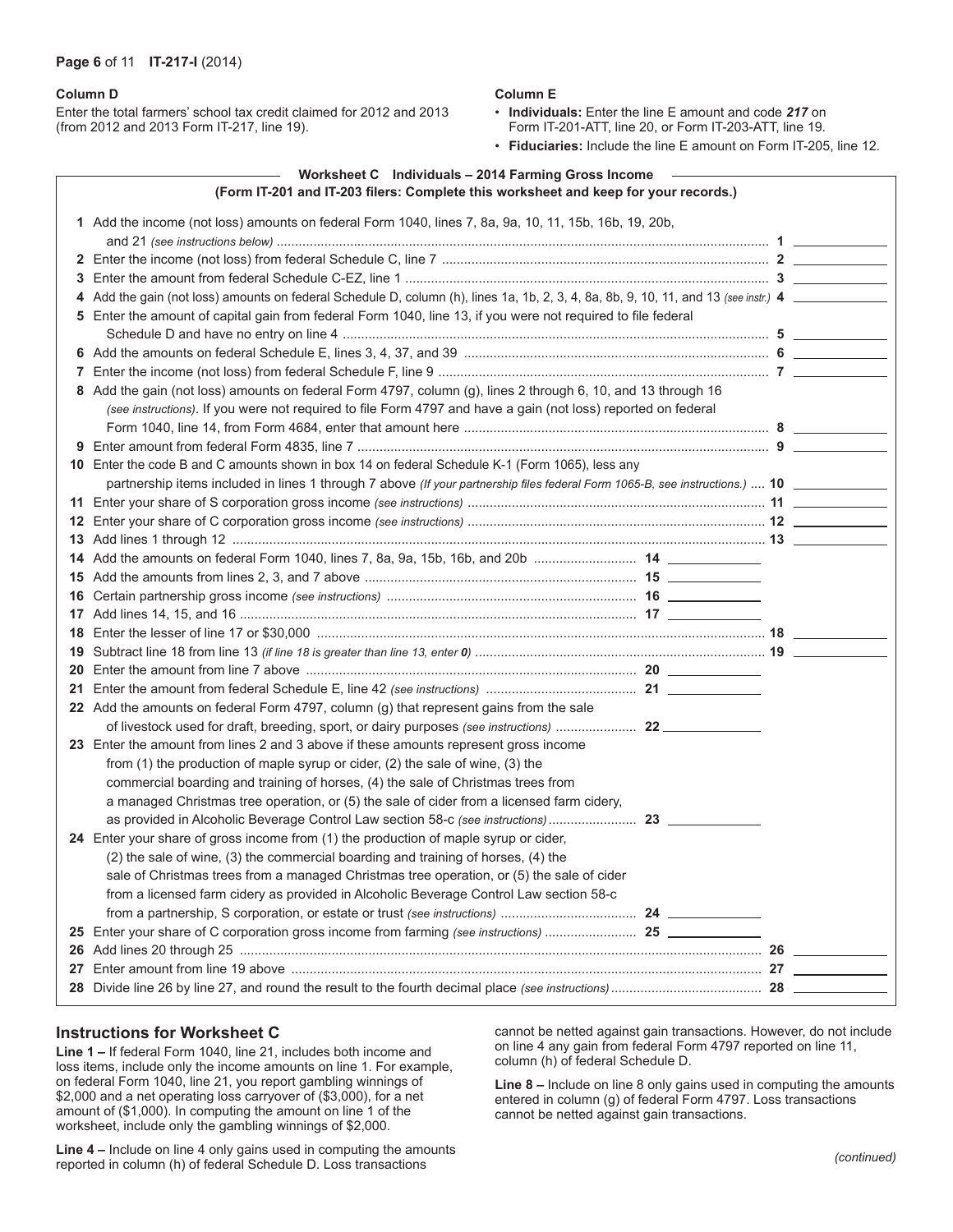**Column D**

Enter the total farmers' school tax credit claimed for 2012 and 2013 (from 2012 and 2013 Form IT-217, line 19).

**Column E**

- **Individuals:** Enter the line E amount and code ***217*** on Form IT-201-ATT, line 20, or Form IT-203-ATT, line 19.
- **Fiduciaries:** Include the line E amount on Form IT-205, line 12.

## Worksheet C Individuals – 2014 Farming Gross Income

**(Form IT-201 and IT-203 filers: Complete this worksheet and keep for your records.)**

| Line | Description | | |
|---|---|---|---|
| 1 | Add the income (not loss) amounts on federal Form 1040, lines 7, 8a, 9a, 10, 11, 15b, 16b, 19, 20b, and 21 *(see instructions below)* | | 1 |
| 2 | Enter the income (not loss) from federal Schedule C, line 7 | | 2 |
| 3 | Enter the amount from federal Schedule C-EZ, line 1 | | 3 |
| 4 | Add the gain (not loss) amounts on federal Schedule D, column (h), lines 1a, 1b, 2, 3, 4, 8a, 8b, 9, 10, 11, and 13 *(see instr.)* | | 4 |
| 5 | Enter the amount of capital gain from federal Form 1040, line 13, if you were not required to file federal Schedule D and have no entry on line 4 | | 5 |
| 6 | Add the amounts on federal Schedule E, lines 3, 4, 37, and 39 | | 6 |
| 7 | Enter the income (not loss) from federal Schedule F, line 9 | | 7 |
| 8 | Add the gain (not loss) amounts on federal Form 4797, column (g), lines 2 through 6, 10, and 13 through 16 *(see instructions)*. If you were not required to file Form 4797 and have a gain (not loss) reported on federal Form 1040, line 14, from Form 4684, enter that amount here | | 8 |
| 9 | Enter amount from federal Form 4835, line 7 | | 9 |
| 10 | Enter the code B and C amounts shown in box 14 on federal Schedule K-1 (Form 1065), less any partnership items included in lines 1 through 7 above *(If your partnership files federal Form 1065-B, see instructions.)* | | 10 |
| 11 | Enter your share of S corporation gross income *(see instructions)* | | 11 |
| 12 | Enter your share of C corporation gross income *(see instructions)* | | 12 |
| 13 | Add lines 1 through 12 | | 13 |
| 14 | Add the amounts on federal Form 1040, lines 7, 8a, 9a, 15b, 16b, and 20b | 14 | |
| 15 | Add the amounts from lines 2, 3, and 7 above | 15 | |
| 16 | Certain partnership gross income *(see instructions)* | 16 | |
| 17 | Add lines 14, 15, and 16 | 17 | |
| 18 | Enter the lesser of line 17 or $30,000 | | 18 |
| 19 | Subtract line 18 from line 13 *(if line 18 is greater than line 13, enter 0)* | | 19 |
| 20 | Enter the amount from line 7 above | 20 | |
| 21 | Enter the amount from federal Schedule E, line 42 *(see instructions)* | 21 | |
| 22 | Add the amounts on federal Form 4797, column (g) that represent gains from the sale of livestock used for draft, breeding, sport, or dairy purposes *(see instructions)* | 22 | |
| 23 | Enter the amount from lines 2 and 3 above if these amounts represent gross income from (1) the production of maple syrup or cider, (2) the sale of wine, (3) the commercial boarding and training of horses, (4) the sale of Christmas trees from a managed Christmas tree operation, or (5) the sale of cider from a licensed farm cidery, as provided in Alcoholic Beverage Control Law section 58-c *(see instructions)* | 23 | |
| 24 | Enter your share of gross income from (1) the production of maple syrup or cider, (2) the sale of wine, (3) the commercial boarding and training of horses, (4) the sale of Christmas trees from a managed Christmas tree operation, or (5) the sale of cider from a licensed farm cidery as provided in Alcoholic Beverage Control Law section 58-c from a partnership, S corporation, or estate or trust *(see instructions)* | 24 | |
| 25 | Enter your share of C corporation gross income from farming *(see instructions)* | 25 | |
| 26 | Add lines 20 through 25 | | 26 |
| 27 | Enter amount from line 19 above | | 27 |
| 28 | Divide line 26 by line 27, and round the result to the fourth decimal place *(see instructions)* | | 28 |

## Instructions for Worksheet C

**Line 1 –** If federal Form 1040, line 21, includes both income and loss items, include only the income amounts on line 1. For example, on federal Form 1040, line 21, you report gambling winnings of $2,000 and a net operating loss carryover of ($3,000), for a net amount of ($1,000). In computing the amount on line 1 of the worksheet, include only the gambling winnings of $2,000.

**Line 4 –** Include on line 4 only gains used in computing the amounts reported in column (h) of federal Schedule D. Loss transactions cannot be netted against gain transactions. However, do not include on line 4 any gain from federal Form 4797 reported on line 11, column (h) of federal Schedule D.

**Line 8 –** Include on line 8 only gains used in computing the amounts entered in column (g) of federal Form 4797. Loss transactions cannot be netted against gain transactions.

*(continued)*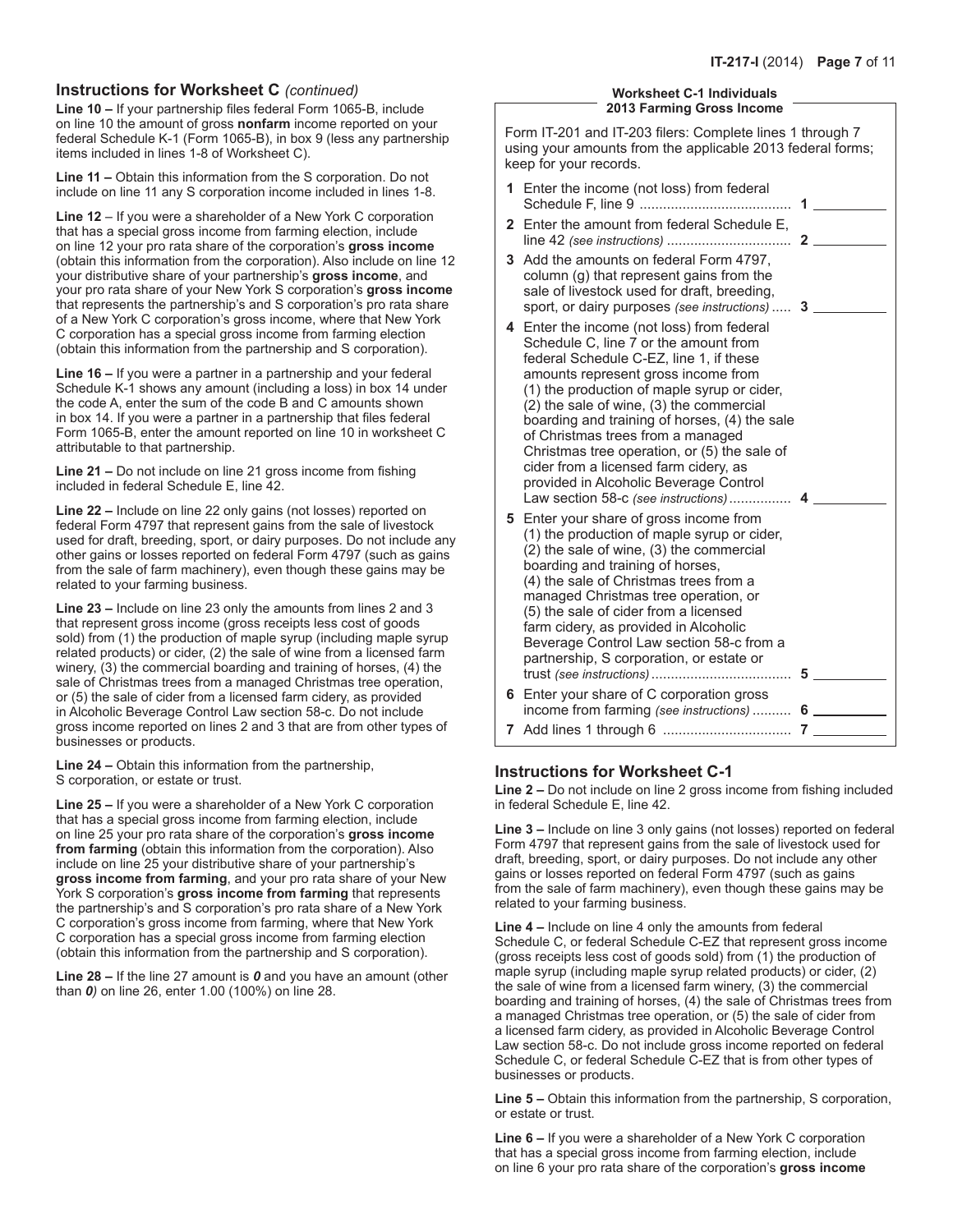## Instructions for Worksheet C *(continued)*

**Line 10 –** If your partnership files federal Form 1065-B, include on line 10 the amount of gross **nonfarm** income reported on your federal Schedule K-1 (Form 1065-B), in box 9 (less any partnership items included in lines 1-8 of Worksheet C).

**Line 11 –** Obtain this information from the S corporation. Do not include on line 11 any S corporation income included in lines 1-8.

**Line 12** – If you were a shareholder of a New York C corporation that has a special gross income from farming election, include on line 12 your pro rata share of the corporation's **gross income** (obtain this information from the corporation). Also include on line 12 your distributive share of your partnership's **gross income**, and your pro rata share of your New York S corporation's **gross income** that represents the partnership's and S corporation's pro rata share of a New York C corporation's gross income, where that New York C corporation has a special gross income from farming election (obtain this information from the partnership and S corporation).

**Line 16 –** If you were a partner in a partnership and your federal Schedule K-1 shows any amount (including a loss) in box 14 under the code A, enter the sum of the code B and C amounts shown in box 14. If you were a partner in a partnership that files federal Form 1065-B, enter the amount reported on line 10 in worksheet C attributable to that partnership.

**Line 21 –** Do not include on line 21 gross income from fishing included in federal Schedule E, line 42.

**Line 22 –** Include on line 22 only gains (not losses) reported on federal Form 4797 that represent gains from the sale of livestock used for draft, breeding, sport, or dairy purposes. Do not include any other gains or losses reported on federal Form 4797 (such as gains from the sale of farm machinery), even though these gains may be related to your farming business.

**Line 23 –** Include on line 23 only the amounts from lines 2 and 3 that represent gross income (gross receipts less cost of goods sold) from (1) the production of maple syrup (including maple syrup related products) or cider, (2) the sale of wine from a licensed farm winery, (3) the commercial boarding and training of horses, (4) the sale of Christmas trees from a managed Christmas tree operation, or (5) the sale of cider from a licensed farm cidery, as provided in Alcoholic Beverage Control Law section 58-c. Do not include gross income reported on lines 2 and 3 that are from other types of businesses or products.

**Line 24 –** Obtain this information from the partnership, S corporation, or estate or trust.

**Line 25 –** If you were a shareholder of a New York C corporation that has a special gross income from farming election, include on line 25 your pro rata share of the corporation's **gross income from farming** (obtain this information from the corporation). Also include on line 25 your distributive share of your partnership's **gross income from farming**, and your pro rata share of your New York S corporation's **gross income from farming** that represents the partnership's and S corporation's pro rata share of a New York C corporation's gross income from farming, where that New York C corporation has a special gross income from farming election (obtain this information from the partnership and S corporation).

**Line 28 –** If the line 27 amount is ***0*** and you have an amount (other than ***0***) on line 26, enter 1.00 (100%) on line 28.

### Worksheet C-1 Individuals 2013 Farming Gross Income

Form IT-201 and IT-203 filers: Complete lines 1 through 7 using your amounts from the applicable 2013 federal forms; keep for your records.

| Line | Description | | Amount |
|---|---|---|---|
| 1 | Enter the income (not loss) from federal Schedule F, line 9 | 1 | |
| 2 | Enter the amount from federal Schedule E, line 42 *(see instructions)* | 2 | |
| 3 | Add the amounts on federal Form 4797, column (g) that represent gains from the sale of livestock used for draft, breeding, sport, or dairy purposes *(see instructions)* | 3 | |
| 4 | Enter the income (not loss) from federal Schedule C, line 7 or the amount from federal Schedule C-EZ, line 1, if these amounts represent gross income from (1) the production of maple syrup or cider, (2) the sale of wine, (3) the commercial boarding and training of horses, (4) the sale of Christmas trees from a managed Christmas tree operation, or (5) the sale of cider from a licensed farm cidery, as provided in Alcoholic Beverage Control Law section 58-c *(see instructions)* | 4 | |
| 5 | Enter your share of gross income from (1) the production of maple syrup or cider, (2) the sale of wine, (3) the commercial boarding and training of horses, (4) the sale of Christmas trees from a managed Christmas tree operation, or (5) the sale of cider from a licensed farm cidery, as provided in Alcoholic Beverage Control Law section 58-c from a partnership, S corporation, or estate or trust *(see instructions)* | 5 | |
| 6 | Enter your share of C corporation gross income from farming *(see instructions)* | 6 | |
| 7 | Add lines 1 through 6 | 7 | |

## Instructions for Worksheet C-1

**Line 2 –** Do not include on line 2 gross income from fishing included in federal Schedule E, line 42.

**Line 3 –** Include on line 3 only gains (not losses) reported on federal Form 4797 that represent gains from the sale of livestock used for draft, breeding, sport, or dairy purposes. Do not include any other gains or losses reported on federal Form 4797 (such as gains from the sale of farm machinery), even though these gains may be related to your farming business.

**Line 4 –** Include on line 4 only the amounts from federal Schedule C, or federal Schedule C-EZ that represent gross income (gross receipts less cost of goods sold) from (1) the production of maple syrup (including maple syrup related products) or cider, (2) the sale of wine from a licensed farm winery, (3) the commercial boarding and training of horses, (4) the sale of Christmas trees from a managed Christmas tree operation, or (5) the sale of cider from a licensed farm cidery, as provided in Alcoholic Beverage Control Law section 58-c. Do not include gross income reported on federal Schedule C, or federal Schedule C-EZ that is from other types of businesses or products.

**Line 5 –** Obtain this information from the partnership, S corporation, or estate or trust.

**Line 6 –** If you were a shareholder of a New York C corporation that has a special gross income from farming election, include on line 6 your pro rata share of the corporation's **gross income**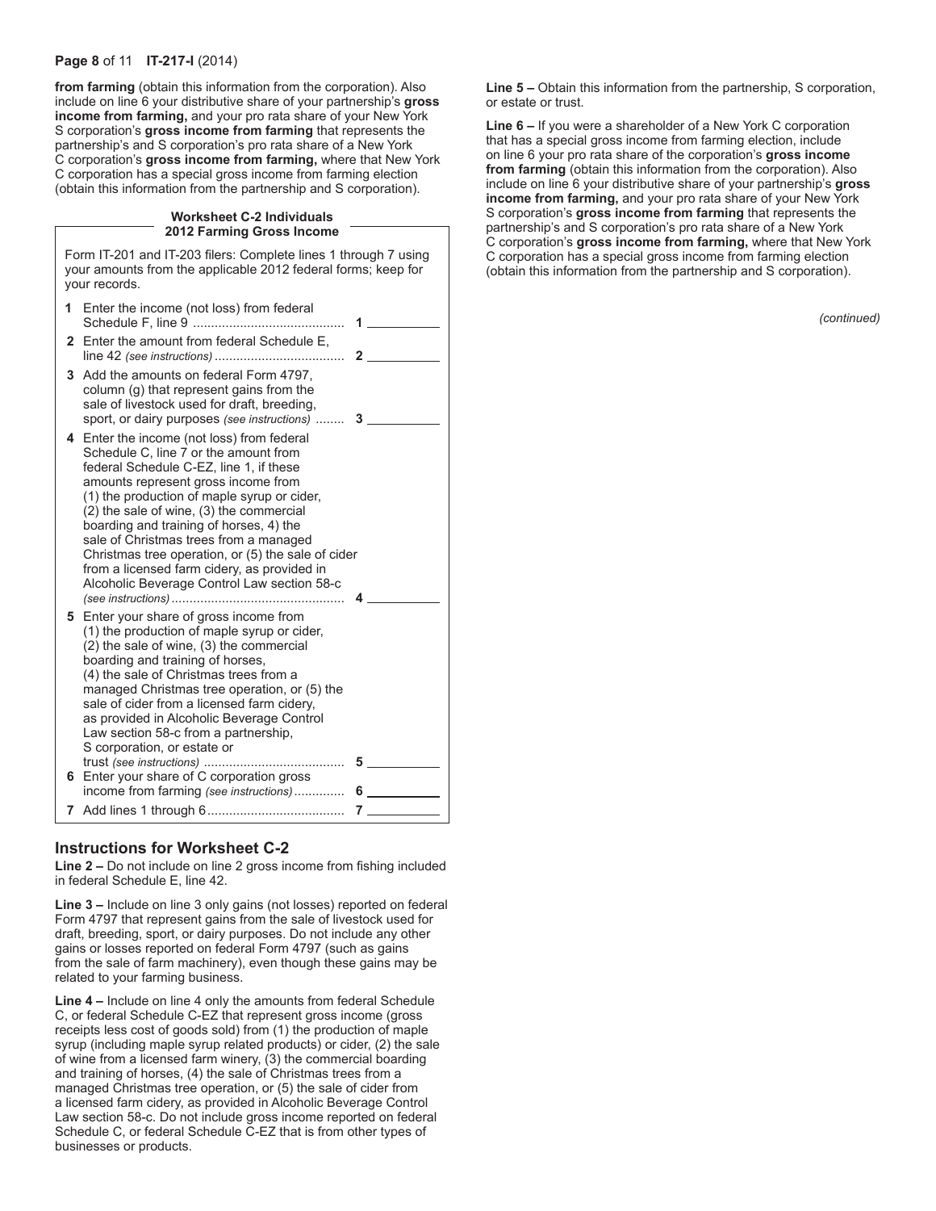**from farming** (obtain this information from the corporation). Also include on line 6 your distributive share of your partnership's **gross income from farming,** and your pro rata share of your New York S corporation's **gross income from farming** that represents the partnership's and S corporation's pro rata share of a New York C corporation's **gross income from farming,** where that New York C corporation has a special gross income from farming election (obtain this information from the partnership and S corporation).

**Worksheet C-2 Individuals**
**2012 Farming Gross Income**

Form IT-201 and IT-203 filers: Complete lines 1 through 7 using your amounts from the applicable 2012 federal forms; keep for your records.

| | | | |
|---|---|---|---|
| **1** | Enter the income (not loss) from federal Schedule F, line 9 | **1** | |
| **2** | Enter the amount from federal Schedule E, line 42 *(see instructions)* | **2** | |
| **3** | Add the amounts on federal Form 4797, column (g) that represent gains from the sale of livestock used for draft, breeding, sport, or dairy purposes *(see instructions)* | **3** | |
| **4** | Enter the income (not loss) from federal Schedule C, line 7 or the amount from federal Schedule C-EZ, line 1, if these amounts represent gross income from (1) the production of maple syrup or cider, (2) the sale of wine, (3) the commercial boarding and training of horses, 4) the sale of Christmas trees from a managed Christmas tree operation, or (5) the sale of cider from a licensed farm cidery, as provided in Alcoholic Beverage Control Law section 58-c *(see instructions)* | **4** | |
| **5** | Enter your share of gross income from (1) the production of maple syrup or cider, (2) the sale of wine, (3) the commercial boarding and training of horses, (4) the sale of Christmas trees from a managed Christmas tree operation, or (5) the sale of cider from a licensed farm cidery, as provided in Alcoholic Beverage Control Law section 58-c from a partnership, S corporation, or estate or trust *(see instructions)* | **5** | |
| **6** | Enter your share of C corporation gross income from farming *(see instructions)* | **6** | |
| **7** | Add lines 1 through 6 | **7** | |

## Instructions for Worksheet C-2

**Line 2 –** Do not include on line 2 gross income from fishing included in federal Schedule E, line 42.

**Line 3 –** Include on line 3 only gains (not losses) reported on federal Form 4797 that represent gains from the sale of livestock used for draft, breeding, sport, or dairy purposes. Do not include any other gains or losses reported on federal Form 4797 (such as gains from the sale of farm machinery), even though these gains may be related to your farming business.

**Line 4 –** Include on line 4 only the amounts from federal Schedule C, or federal Schedule C-EZ that represent gross income (gross receipts less cost of goods sold) from (1) the production of maple syrup (including maple syrup related products) or cider, (2) the sale of wine from a licensed farm winery, (3) the commercial boarding and training of horses, (4) the sale of Christmas trees from a managed Christmas tree operation, or (5) the sale of cider from a licensed farm cidery, as provided in Alcoholic Beverage Control Law section 58-c. Do not include gross income reported on federal Schedule C, or federal Schedule C-EZ that is from other types of businesses or products.

**Line 5 –** Obtain this information from the partnership, S corporation, or estate or trust.

**Line 6 –** If you were a shareholder of a New York C corporation that has a special gross income from farming election, include on line 6 your pro rata share of the corporation's **gross income from farming** (obtain this information from the corporation). Also include on line 6 your distributive share of your partnership's **gross income from farming,** and your pro rata share of your New York S corporation's **gross income from farming** that represents the partnership's and S corporation's pro rata share of a New York C corporation's **gross income from farming,** where that New York C corporation has a special gross income from farming election (obtain this information from the partnership and S corporation).

*(continued)*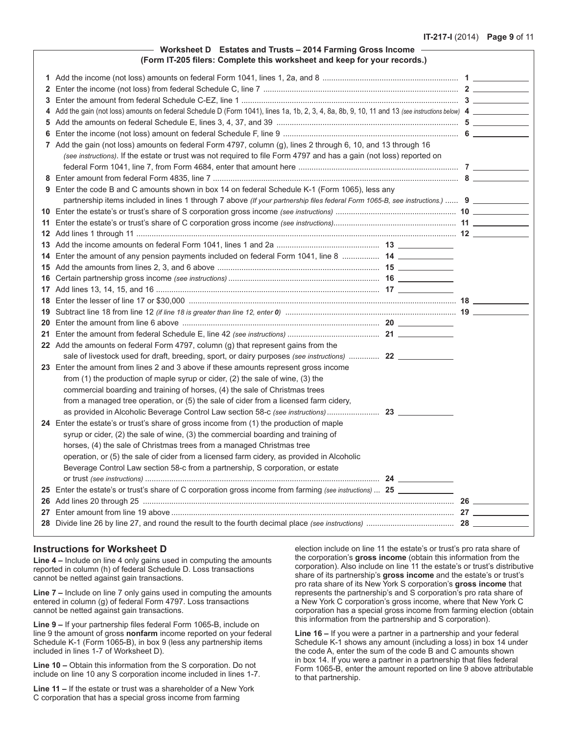## Worksheet D Estates and Trusts – 2014 Farming Gross Income

**(Form IT-205 filers: Complete this worksheet and keep for your records.)**

| Line | Description | | |
|---|---|---|---|
| 1 | Add the income (not loss) amounts on federal Form 1041, lines 1, 2a, and 8 | | 1 |
| 2 | Enter the income (not loss) from federal Schedule C, line 7 | | 2 |
| 3 | Enter the amount from federal Schedule C-EZ, line 1 | | 3 |
| 4 | Add the gain (not loss) amounts on federal Schedule D (Form 1041), lines 1a, 1b, 2, 3, 4, 8a, 8b, 9, 10, 11 and 13 *(see instructions below)* | | 4 |
| 5 | Add the amounts on federal Schedule E, lines 3, 4, 37, and 39 | | 5 |
| 6 | Enter the income (not loss) amount on federal Schedule F, line 9 | | 6 |
| 7 | Add the gain (not loss) amounts on federal Form 4797, column (g), lines 2 through 6, 10, and 13 through 16 *(see instructions)*. If the estate or trust was not required to file Form 4797 and has a gain (not loss) reported on federal Form 1041, line 7, from Form 4684, enter that amount here | | 7 |
| 8 | Enter amount from federal Form 4835, line 7 | | 8 |
| 9 | Enter the code B and C amounts shown in box 14 on federal Schedule K-1 (Form 1065), less any partnership items included in lines 1 through 7 above *(If your partnership files federal Form 1065-B, see instructions.)* | | 9 |
| 10 | Enter the estate's or trust's share of S corporation gross income *(see instructions)* | | 10 |
| 11 | Enter the estate's or trust's share of C corporation gross income *(see instructions)* | | 11 |
| 12 | Add lines 1 through 11 | | 12 |
| 13 | Add the income amounts on federal Form 1041, lines 1 and 2a | 13 | |
| 14 | Enter the amount of any pension payments included on federal Form 1041, line 8 | 14 | |
| 15 | Add the amounts from lines 2, 3, and 6 above | 15 | |
| 16 | Certain partnership gross income *(see instructions)* | 16 | |
| 17 | Add lines 13, 14, 15, and 16 | 17 | |
| 18 | Enter the lesser of line 17 or $30,000 | | 18 |
| 19 | Subtract line 18 from line 12 *(if line 18 is greater than line 12, enter 0)* | | 19 |
| 20 | Enter the amount from line 6 above | 20 | |
| 21 | Enter the amount from federal Schedule E, line 42 *(see instructions)* | 21 | |
| 22 | Add the amounts on federal Form 4797, column (g) that represent gains from the sale of livestock used for draft, breeding, sport, or dairy purposes *(see instructions)* | 22 | |
| 23 | Enter the amount from lines 2 and 3 above if these amounts represent gross income from (1) the production of maple syrup or cider, (2) the sale of wine, (3) the commercial boarding and training of horses, (4) the sale of Christmas trees from a managed tree operation, or (5) the sale of cider from a licensed farm cidery, as provided in Alcoholic Beverage Control Law section 58-c *(see instructions)* | 23 | |
| 24 | Enter the estate's or trust's share of gross income from (1) the production of maple syrup or cider, (2) the sale of wine, (3) the commercial boarding and training of horses, (4) the sale of Christmas trees from a managed Christmas tree operation, or (5) the sale of cider from a licensed farm cidery, as provided in Alcoholic Beverage Control Law section 58-c from a partnership, S corporation, or estate or trust *(see instructions)* | 24 | |
| 25 | Enter the estate's or trust's share of C corporation gross income from farming *(see instructions)* | 25 | |
| 26 | Add lines 20 through 25 | | 26 |
| 27 | Enter amount from line 19 above | | 27 |
| 28 | Divide line 26 by line 27, and round the result to the fourth decimal place *(see instructions)* | | 28 |

### Instructions for Worksheet D

**Line 4 –** Include on line 4 only gains used in computing the amounts reported in column (h) of federal Schedule D. Loss transactions cannot be netted against gain transactions.

**Line 7 –** Include on line 7 only gains used in computing the amounts entered in column (g) of federal Form 4797. Loss transactions cannot be netted against gain transactions.

**Line 9 –** If your partnership files federal Form 1065-B, include on line 9 the amount of gross **nonfarm** income reported on your federal Schedule K-1 (Form 1065-B), in box 9 (less any partnership items included in lines 1-7 of Worksheet D).

**Line 10 –** Obtain this information from the S corporation. Do not include on line 10 any S corporation income included in lines 1-7.

**Line 11 –** If the estate or trust was a shareholder of a New York C corporation that has a special gross income from farming election include on line 11 the estate's or trust's pro rata share of the corporation's **gross income** (obtain this information from the corporation). Also include on line 11 the estate's or trust's distributive share of its partnership's **gross income** and the estate's or trust's pro rata share of its New York S corporation's **gross income** that represents the partnership's and S corporation's pro rata share of a New York C corporation's gross income, where that New York C corporation has a special gross income from farming election (obtain this information from the partnership and S corporation).

**Line 16 –** If you were a partner in a partnership and your federal Schedule K-1 shows any amount (including a loss) in box 14 under the code A, enter the sum of the code B and C amounts shown in box 14. If you were a partner in a partnership that files federal Form 1065-B, enter the amount reported on line 9 above attributable to that partnership.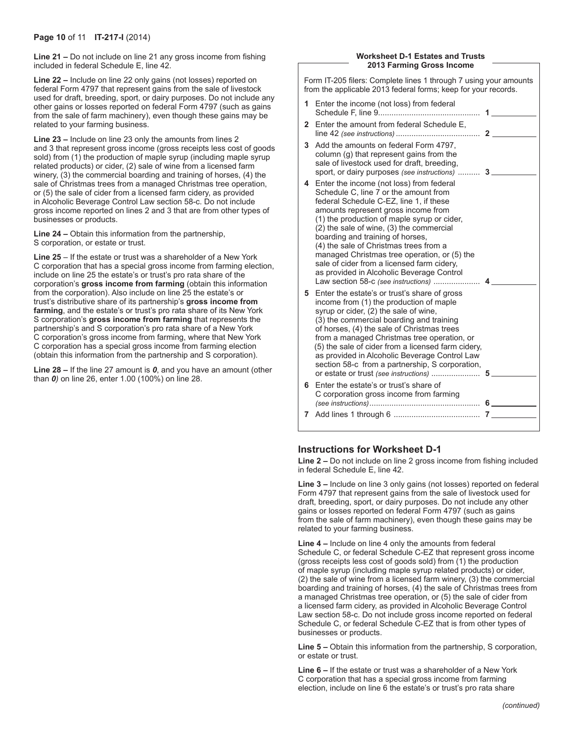**Line 21 –** Do not include on line 21 any gross income from fishing included in federal Schedule E, line 42.

**Line 22 –** Include on line 22 only gains (not losses) reported on federal Form 4797 that represent gains from the sale of livestock used for draft, breeding, sport, or dairy purposes. Do not include any other gains or losses reported on federal Form 4797 (such as gains from the sale of farm machinery), even though these gains may be related to your farming business.

**Line 23 –** Include on line 23 only the amounts from lines 2 and 3 that represent gross income (gross receipts less cost of goods sold) from (1) the production of maple syrup (including maple syrup related products) or cider, (2) sale of wine from a licensed farm winery, (3) the commercial boarding and training of horses, (4) the sale of Christmas trees from a managed Christmas tree operation, or (5) the sale of cider from a licensed farm cidery, as provided in Alcoholic Beverage Control Law section 58-c. Do not include gross income reported on lines 2 and 3 that are from other types of businesses or products.

**Line 24 –** Obtain this information from the partnership, S corporation, or estate or trust.

**Line 25** – If the estate or trust was a shareholder of a New York C corporation that has a special gross income from farming election, include on line 25 the estate's or trust's pro rata share of the corporation's **gross income from farming** (obtain this information from the corporation). Also include on line 25 the estate's or trust's distributive share of its partnership's **gross income from farming**, and the estate's or trust's pro rata share of its New York S corporation's **gross income from farming** that represents the partnership's and S corporation's pro rata share of a New York C corporation's gross income from farming, where that New York C corporation has a special gross income from farming election (obtain this information from the partnership and S corporation).

**Line 28 –** If the line 27 amount is ***0***, and you have an amount (other than ***0)*** on line 26, enter 1.00 (100%) on line 28.

## Worksheet D-1 Estates and Trusts 2013 Farming Gross Income

Form IT-205 filers: Complete lines 1 through 7 using your amounts from the applicable 2013 federal forms; keep for your records.

| | | | |
|---|---|---|---|
| **1** | Enter the income (not loss) from federal Schedule F, line 9 | **1** | |
| **2** | Enter the amount from federal Schedule E, line 42 *(see instructions)* | **2** | |
| **3** | Add the amounts on federal Form 4797, column (g) that represent gains from the sale of livestock used for draft, breeding, sport, or dairy purposes *(see instructions)* | **3** | |
| **4** | Enter the income (not loss) from federal Schedule C, line 7 or the amount from federal Schedule C-EZ, line 1, if these amounts represent gross income from (1) the production of maple syrup or cider, (2) the sale of wine, (3) the commercial boarding and training of horses, (4) the sale of Christmas trees from a managed Christmas tree operation, or (5) the sale of cider from a licensed farm cidery, as provided in Alcoholic Beverage Control Law section 58-c *(see instructions)* | **4** | |
| **5** | Enter the estate's or trust's share of gross income from (1) the production of maple syrup or cider, (2) the sale of wine, (3) the commercial boarding and training of horses, (4) the sale of Christmas trees from a managed Christmas tree operation, or (5) the sale of cider from a licensed farm cidery, as provided in Alcoholic Beverage Control Law section 58-c from a partnership, S corporation, or estate or trust *(see instructions)* | **5** | |
| **6** | Enter the estate's or trust's share of C corporation gross income from farming *(see instructions)* | **6** | |
| **7** | Add lines 1 through 6 | **7** | |

## Instructions for Worksheet D-1

**Line 2 –** Do not include on line 2 gross income from fishing included in federal Schedule E, line 42.

**Line 3 –** Include on line 3 only gains (not losses) reported on federal Form 4797 that represent gains from the sale of livestock used for draft, breeding, sport, or dairy purposes. Do not include any other gains or losses reported on federal Form 4797 (such as gains from the sale of farm machinery), even though these gains may be related to your farming business.

**Line 4 –** Include on line 4 only the amounts from federal Schedule C, or federal Schedule C-EZ that represent gross income (gross receipts less cost of goods sold) from (1) the production of maple syrup (including maple syrup related products) or cider, (2) the sale of wine from a licensed farm winery, (3) the commercial boarding and training of horses, (4) the sale of Christmas trees from a managed Christmas tree operation, or (5) the sale of cider from a licensed farm cidery, as provided in Alcoholic Beverage Control Law section 58-c. Do not include gross income reported on federal Schedule C, or federal Schedule C-EZ that is from other types of businesses or products.

**Line 5 –** Obtain this information from the partnership, S corporation, or estate or trust.

**Line 6 –** If the estate or trust was a shareholder of a New York C corporation that has a special gross income from farming election, include on line 6 the estate's or trust's pro rata share

*(continued)*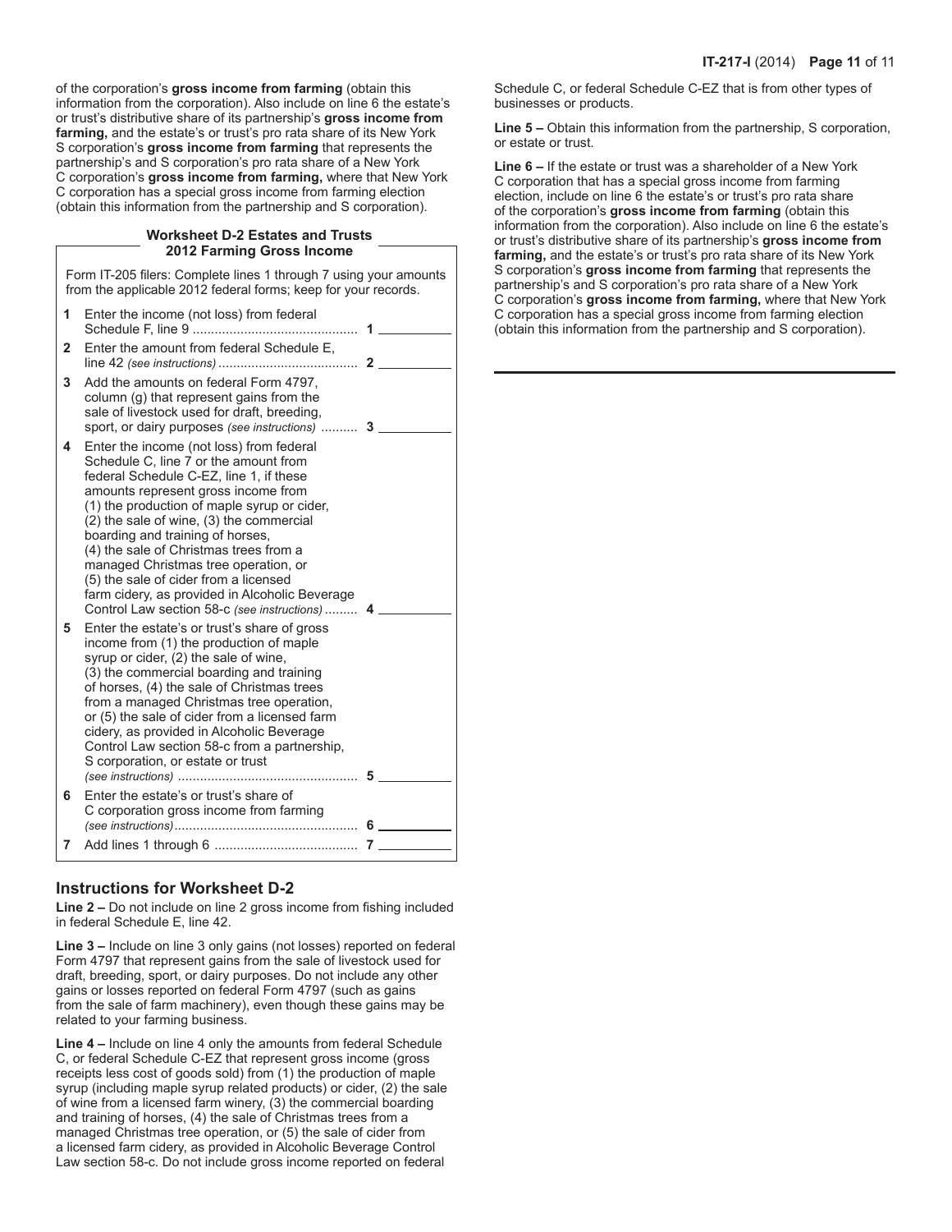of the corporation's **gross income from farming** (obtain this information from the corporation). Also include on line 6 the estate's or trust's distributive share of its partnership's **gross income from farming,** and the estate's or trust's pro rata share of its New York S corporation's **gross income from farming** that represents the partnership's and S corporation's pro rata share of a New York C corporation's **gross income from farming,** where that New York C corporation has a special gross income from farming election (obtain this information from the partnership and S corporation).

### Worksheet D-2 Estates and Trusts 2012 Farming Gross Income

Form IT-205 filers: Complete lines 1 through 7 using your amounts from the applicable 2012 federal forms; keep for your records.

| | | | |
|---|---|---|---|
| **1** | Enter the income (not loss) from federal Schedule F, line 9 | **1** | |
| **2** | Enter the amount from federal Schedule E, line 42 *(see instructions)* | **2** | |
| **3** | Add the amounts on federal Form 4797, column (g) that represent gains from the sale of livestock used for draft, breeding, sport, or dairy purposes *(see instructions)* | **3** | |
| **4** | Enter the income (not loss) from federal Schedule C, line 7 or the amount from federal Schedule C-EZ, line 1, if these amounts represent gross income from (1) the production of maple syrup or cider, (2) the sale of wine, (3) the commercial boarding and training of horses, (4) the sale of Christmas trees from a managed Christmas tree operation, or (5) the sale of cider from a licensed farm cidery, as provided in Alcoholic Beverage Control Law section 58-c *(see instructions)* | **4** | |
| **5** | Enter the estate's or trust's share of gross income from (1) the production of maple syrup or cider, (2) the sale of wine, (3) the commercial boarding and training of horses, (4) the sale of Christmas trees from a managed Christmas tree operation, or (5) the sale of cider from a licensed farm cidery, as provided in Alcoholic Beverage Control Law section 58-c from a partnership, S corporation, or estate or trust *(see instructions)* | **5** | |
| **6** | Enter the estate's or trust's share of C corporation gross income from farming *(see instructions)* | **6** | |
| **7** | Add lines 1 through 6 | **7** | |

## Instructions for Worksheet D-2

**Line 2 –** Do not include on line 2 gross income from fishing included in federal Schedule E, line 42.

**Line 3 –** Include on line 3 only gains (not losses) reported on federal Form 4797 that represent gains from the sale of livestock used for draft, breeding, sport, or dairy purposes. Do not include any other gains or losses reported on federal Form 4797 (such as gains from the sale of farm machinery), even though these gains may be related to your farming business.

**Line 4 –** Include on line 4 only the amounts from federal Schedule C, or federal Schedule C-EZ that represent gross income (gross receipts less cost of goods sold) from (1) the production of maple syrup (including maple syrup related products) or cider, (2) the sale of wine from a licensed farm winery, (3) the commercial boarding and training of horses, (4) the sale of Christmas trees from a managed Christmas tree operation, or (5) the sale of cider from a licensed farm cidery, as provided in Alcoholic Beverage Control Law section 58-c. Do not include gross income reported on federal Schedule C, or federal Schedule C-EZ that is from other types of businesses or products.

**Line 5 –** Obtain this information from the partnership, S corporation, or estate or trust.

**Line 6 –** If the estate or trust was a shareholder of a New York C corporation that has a special gross income from farming election, include on line 6 the estate's or trust's pro rata share of the corporation's **gross income from farming** (obtain this information from the corporation). Also include on line 6 the estate's or trust's distributive share of its partnership's **gross income from farming,** and the estate's or trust's pro rata share of its New York S corporation's **gross income from farming** that represents the partnership's and S corporation's pro rata share of a New York C corporation's **gross income from farming,** where that New York C corporation has a special gross income from farming election (obtain this information from the partnership and S corporation).